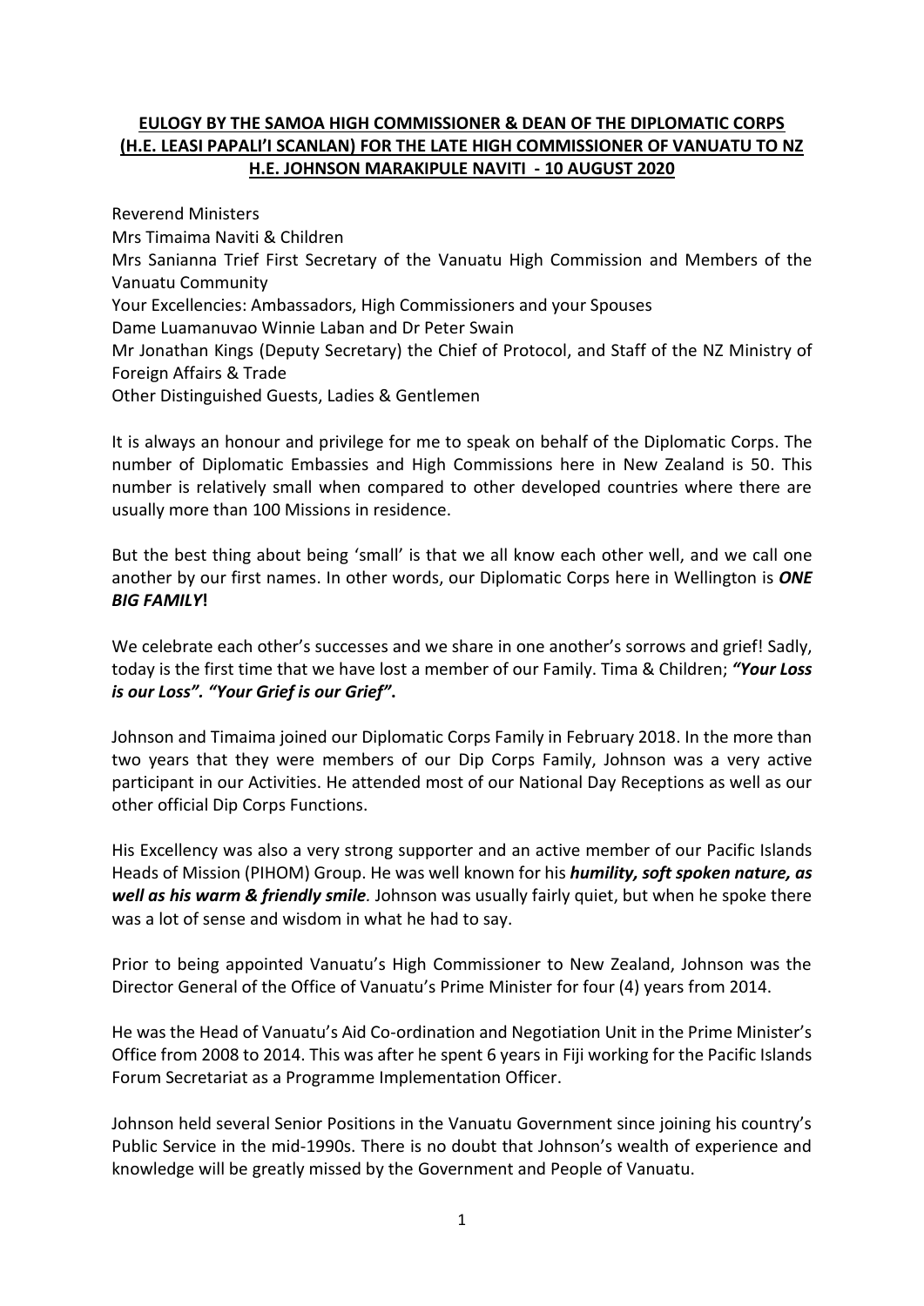**EULOGY BY THE SAMOA HIGH COMMISSIONER & DEAN OF THE DIPLOMATIC CORPS (H.E. LEASI PAPALI'I SCANLAN) FOR THE LATE HIGH COMMISSIONER OF VANUATU TO NZ H.E. JOHNSON MARAKIPULE NAVITI - 10 AUGUST 2020**

Reverend Ministers
Mrs Timaima Naviti & Children
Mrs Sanianna Trief First Secretary of the Vanuatu High Commission and Members of the Vanuatu Community
Your Excellencies: Ambassadors, High Commissioners and your Spouses
Dame Luamanuvao Winnie Laban and Dr Peter Swain
Mr Jonathan Kings (Deputy Secretary) the Chief of Protocol, and Staff of the NZ Ministry of Foreign Affairs & Trade
Other Distinguished Guests, Ladies & Gentlemen

It is always an honour and privilege for me to speak on behalf of the Diplomatic Corps. The number of Diplomatic Embassies and High Commissions here in New Zealand is 50. This number is relatively small when compared to other developed countries where there are usually more than 100 Missions in residence.

But the best thing about being 'small' is that we all know each other well, and we call one another by our first names. In other words, our Diplomatic Corps here in Wellington is ***ONE BIG FAMILY*****!**

We celebrate each other's successes and we share in one another's sorrows and grief! Sadly, today is the first time that we have lost a member of our Family. Tima & Children; ***"Your Loss is our Loss". "Your Grief is our Grief"*****.**

Johnson and Timaima joined our Diplomatic Corps Family in February 2018. In the more than two years that they were members of our Dip Corps Family, Johnson was a very active participant in our Activities. He attended most of our National Day Receptions as well as our other official Dip Corps Functions.

His Excellency was also a very strong supporter and an active member of our Pacific Islands Heads of Mission (PIHOM) Group. He was well known for his ***humility, soft spoken nature, as well as his warm & friendly smile****.* Johnson was usually fairly quiet, but when he spoke there was a lot of sense and wisdom in what he had to say.

Prior to being appointed Vanuatu's High Commissioner to New Zealand, Johnson was the Director General of the Office of Vanuatu's Prime Minister for four (4) years from 2014.

He was the Head of Vanuatu's Aid Co-ordination and Negotiation Unit in the Prime Minister's Office from 2008 to 2014. This was after he spent 6 years in Fiji working for the Pacific Islands Forum Secretariat as a Programme Implementation Officer.

Johnson held several Senior Positions in the Vanuatu Government since joining his country's Public Service in the mid-1990s. There is no doubt that Johnson's wealth of experience and knowledge will be greatly missed by the Government and People of Vanuatu.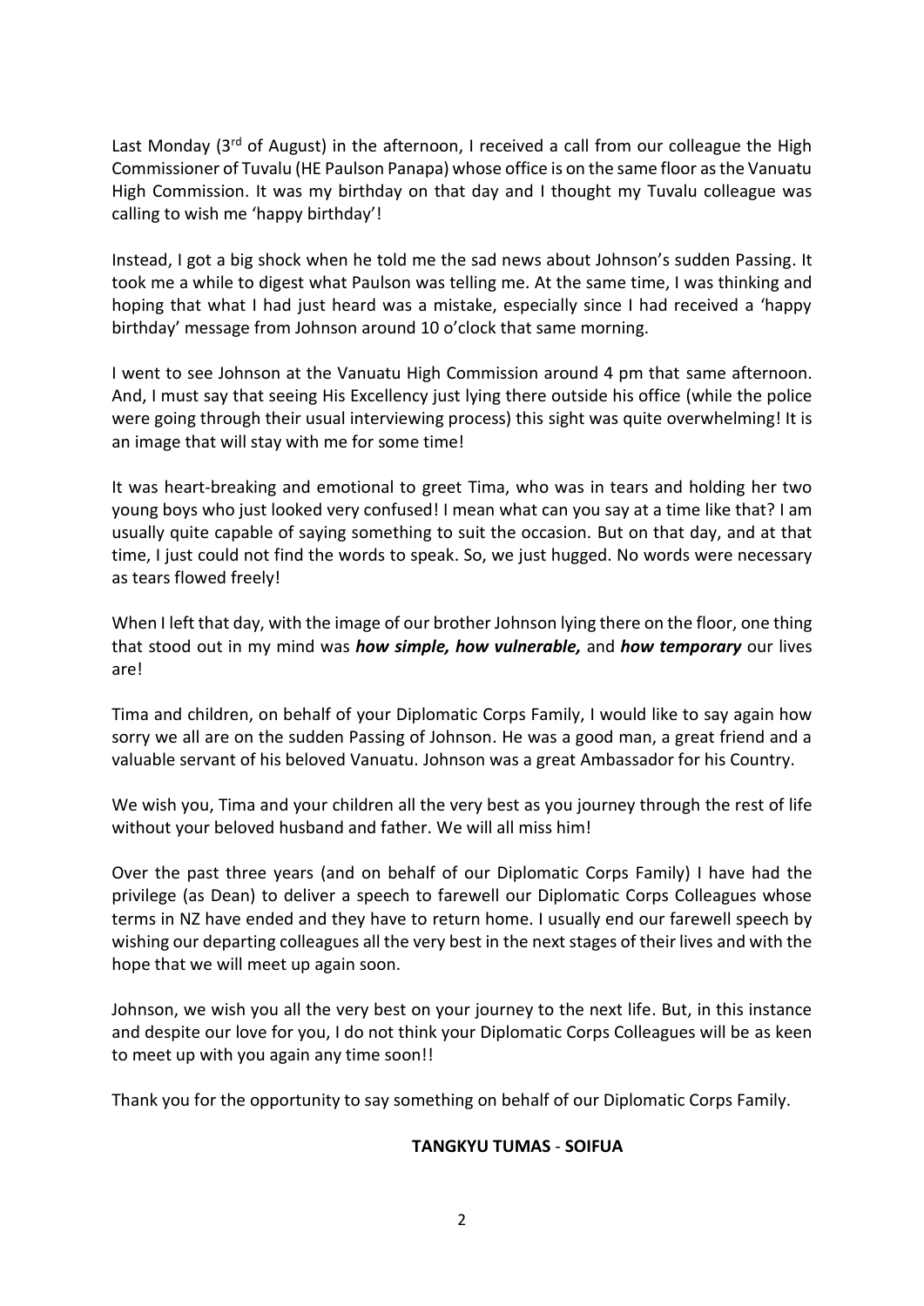Last Monday (3rd of August) in the afternoon, I received a call from our colleague the High Commissioner of Tuvalu (HE Paulson Panapa) whose office is on the same floor as the Vanuatu High Commission. It was my birthday on that day and I thought my Tuvalu colleague was calling to wish me 'happy birthday'!

Instead, I got a big shock when he told me the sad news about Johnson's sudden Passing. It took me a while to digest what Paulson was telling me. At the same time, I was thinking and hoping that what I had just heard was a mistake, especially since I had received a 'happy birthday' message from Johnson around 10 o'clock that same morning.

I went to see Johnson at the Vanuatu High Commission around 4 pm that same afternoon. And, I must say that seeing His Excellency just lying there outside his office (while the police were going through their usual interviewing process) this sight was quite overwhelming! It is an image that will stay with me for some time!

It was heart-breaking and emotional to greet Tima, who was in tears and holding her two young boys who just looked very confused! I mean what can you say at a time like that? I am usually quite capable of saying something to suit the occasion. But on that day, and at that time, I just could not find the words to speak. So, we just hugged. No words were necessary as tears flowed freely!

When I left that day, with the image of our brother Johnson lying there on the floor, one thing that stood out in my mind was ***how simple, how vulnerable,*** and ***how temporary*** our lives are!

Tima and children, on behalf of your Diplomatic Corps Family, I would like to say again how sorry we all are on the sudden Passing of Johnson. He was a good man, a great friend and a valuable servant of his beloved Vanuatu. Johnson was a great Ambassador for his Country.

We wish you, Tima and your children all the very best as you journey through the rest of life without your beloved husband and father. We will all miss him!

Over the past three years (and on behalf of our Diplomatic Corps Family) I have had the privilege (as Dean) to deliver a speech to farewell our Diplomatic Corps Colleagues whose terms in NZ have ended and they have to return home. I usually end our farewell speech by wishing our departing colleagues all the very best in the next stages of their lives and with the hope that we will meet up again soon.

Johnson, we wish you all the very best on your journey to the next life. But, in this instance and despite our love for you, I do not think your Diplomatic Corps Colleagues will be as keen to meet up with you again any time soon!!

Thank you for the opportunity to say something on behalf of our Diplomatic Corps Family.

**TANGKYU TUMAS** - **SOIFUA**